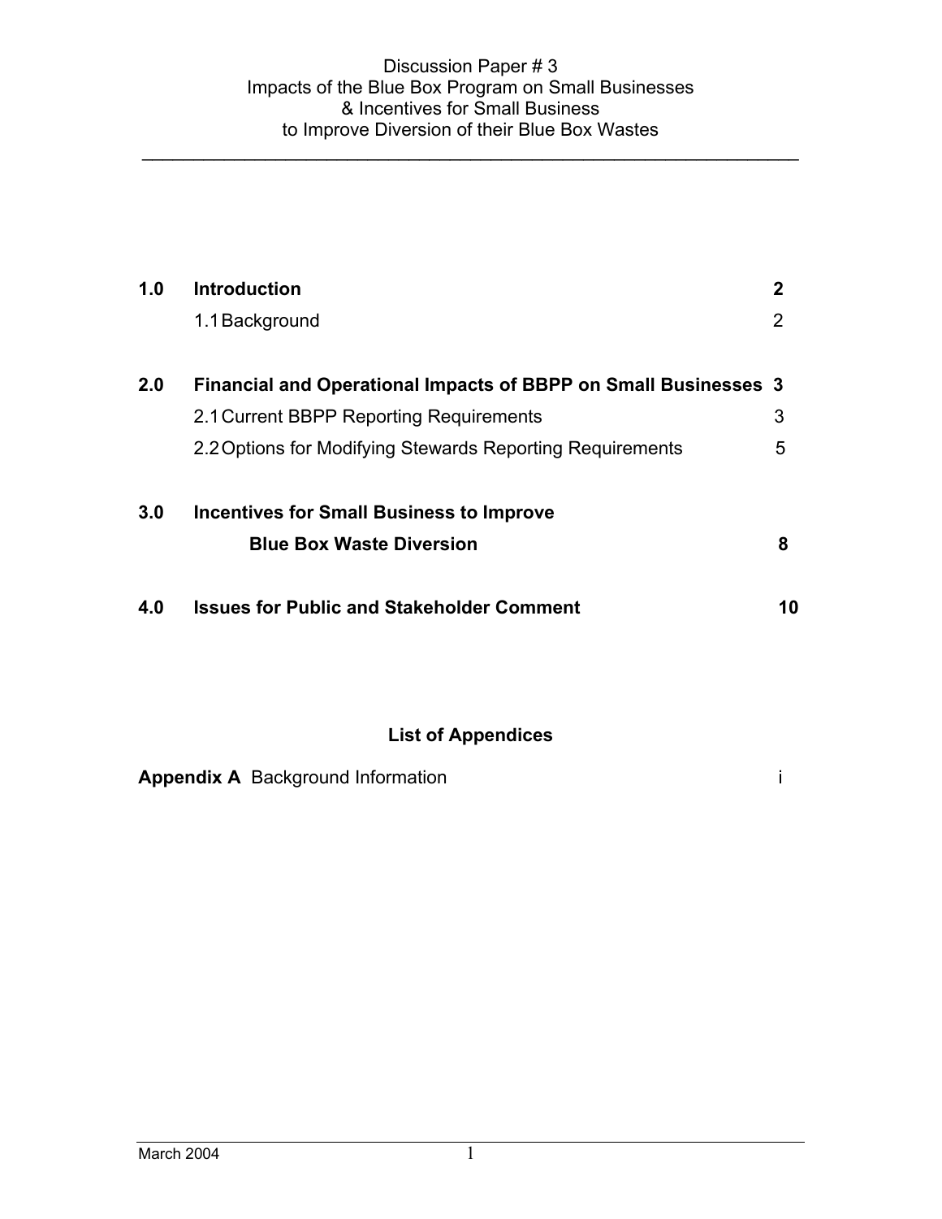Discussion Paper # 3
Impacts of the Blue Box Program on Small Businesses
& Incentives for Small Business
to Improve Diversion of their Blue Box Wastes

---

| | | |
|---|---|---|
| **1.0** | **Introduction** | **2** |
| | 1.1 Background | 2 |
| **2.0** | **Financial and Operational Impacts of BBPP on Small Businesses** | **3** |
| | 2.1 Current BBPP Reporting Requirements | 3 |
| | 2.2 Options for Modifying Stewards Reporting Requirements | 5 |
| **3.0** | **Incentives for Small Business to Improve Blue Box Waste Diversion** | **8** |
| **4.0** | **Issues for Public and Stakeholder Comment** | **10** |

**List of Appendices**

| | |
|---|---|
| **Appendix A** Background Information | i |

March 2004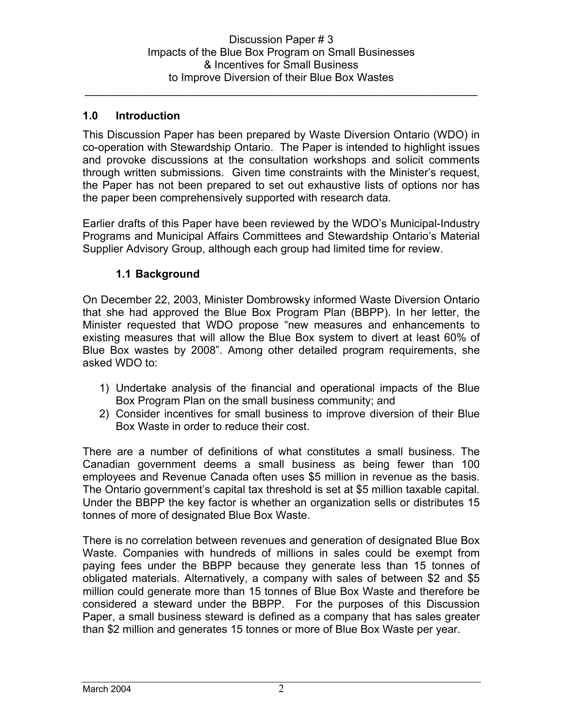Discussion Paper # 3
Impacts of the Blue Box Program on Small Businesses
& Incentives for Small Business
to Improve Diversion of their Blue Box Wastes

## 1.0 Introduction

This Discussion Paper has been prepared by Waste Diversion Ontario (WDO) in co-operation with Stewardship Ontario. The Paper is intended to highlight issues and provoke discussions at the consultation workshops and solicit comments through written submissions. Given time constraints with the Minister's request, the Paper has not been prepared to set out exhaustive lists of options nor has the paper been comprehensively supported with research data.

Earlier drafts of this Paper have been reviewed by the WDO's Municipal-Industry Programs and Municipal Affairs Committees and Stewardship Ontario's Material Supplier Advisory Group, although each group had limited time for review.

### 1.1 Background

On December 22, 2003, Minister Dombrowsky informed Waste Diversion Ontario that she had approved the Blue Box Program Plan (BBPP). In her letter, the Minister requested that WDO propose "new measures and enhancements to existing measures that will allow the Blue Box system to divert at least 60% of Blue Box wastes by 2008". Among other detailed program requirements, she asked WDO to:

1) Undertake analysis of the financial and operational impacts of the Blue Box Program Plan on the small business community; and
2) Consider incentives for small business to improve diversion of their Blue Box Waste in order to reduce their cost.

There are a number of definitions of what constitutes a small business. The Canadian government deems a small business as being fewer than 100 employees and Revenue Canada often uses $5 million in revenue as the basis. The Ontario government's capital tax threshold is set at $5 million taxable capital. Under the BBPP the key factor is whether an organization sells or distributes 15 tonnes of more of designated Blue Box Waste.

There is no correlation between revenues and generation of designated Blue Box Waste. Companies with hundreds of millions in sales could be exempt from paying fees under the BBPP because they generate less than 15 tonnes of obligated materials. Alternatively, a company with sales of between $2 and $5 million could generate more than 15 tonnes of Blue Box Waste and therefore be considered a steward under the BBPP. For the purposes of this Discussion Paper, a small business steward is defined as a company that has sales greater than $2 million and generates 15 tonnes or more of Blue Box Waste per year.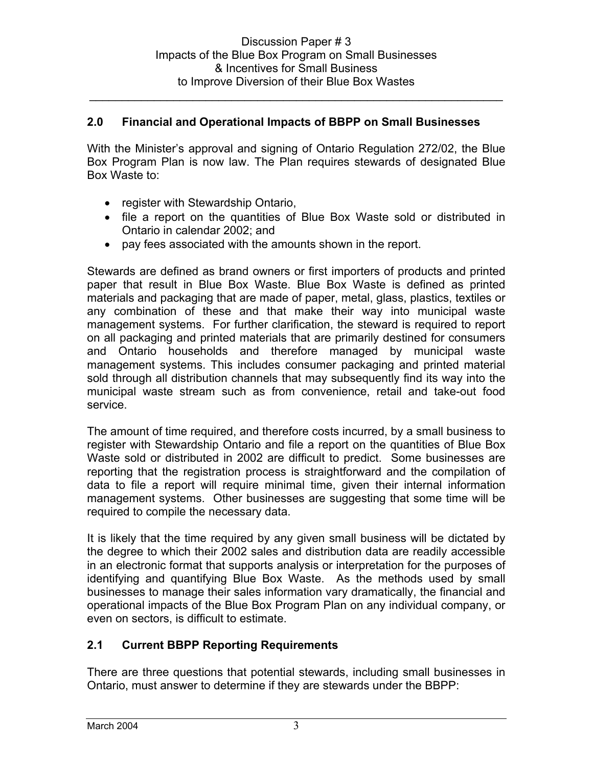## 2.0 Financial and Operational Impacts of BBPP on Small Businesses

With the Minister's approval and signing of Ontario Regulation 272/02, the Blue Box Program Plan is now law. The Plan requires stewards of designated Blue Box Waste to:

- register with Stewardship Ontario,
- file a report on the quantities of Blue Box Waste sold or distributed in Ontario in calendar 2002; and
- pay fees associated with the amounts shown in the report.

Stewards are defined as brand owners or first importers of products and printed paper that result in Blue Box Waste. Blue Box Waste is defined as printed materials and packaging that are made of paper, metal, glass, plastics, textiles or any combination of these and that make their way into municipal waste management systems. For further clarification, the steward is required to report on all packaging and printed materials that are primarily destined for consumers and Ontario households and therefore managed by municipal waste management systems. This includes consumer packaging and printed material sold through all distribution channels that may subsequently find its way into the municipal waste stream such as from convenience, retail and take-out food service.

The amount of time required, and therefore costs incurred, by a small business to register with Stewardship Ontario and file a report on the quantities of Blue Box Waste sold or distributed in 2002 are difficult to predict. Some businesses are reporting that the registration process is straightforward and the compilation of data to file a report will require minimal time, given their internal information management systems. Other businesses are suggesting that some time will be required to compile the necessary data.

It is likely that the time required by any given small business will be dictated by the degree to which their 2002 sales and distribution data are readily accessible in an electronic format that supports analysis or interpretation for the purposes of identifying and quantifying Blue Box Waste. As the methods used by small businesses to manage their sales information vary dramatically, the financial and operational impacts of the Blue Box Program Plan on any individual company, or even on sectors, is difficult to estimate.

### 2.1 Current BBPP Reporting Requirements

There are three questions that potential stewards, including small businesses in Ontario, must answer to determine if they are stewards under the BBPP: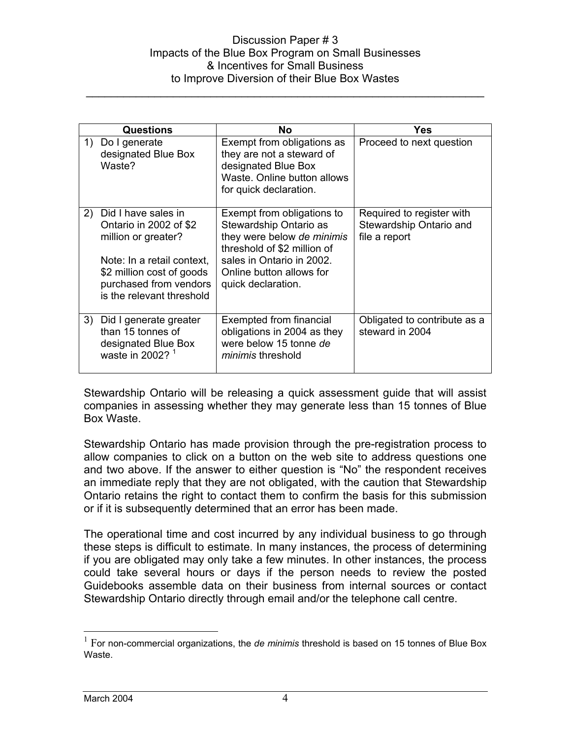| Questions | No | Yes |
|---|---|---|
| 1) Do I generate designated Blue Box Waste? | Exempt from obligations as they are not a steward of designated Blue Box Waste. Online button allows for quick declaration. | Proceed to next question |
| 2) Did I have sales in Ontario in 2002 of $2 million or greater?<br><br>Note: In a retail context, $2 million cost of goods purchased from vendors is the relevant threshold | Exempt from obligations to Stewardship Ontario as they were below *de minimis* threshold of $2 million of sales in Ontario in 2002. Online button allows for quick declaration. | Required to register with Stewardship Ontario and file a report |
| 3) Did I generate greater than 15 tonnes of designated Blue Box waste in 2002? [1] | Exempted from financial obligations in 2004 as they were below 15 tonne *de minimis* threshold | Obligated to contribute as a steward in 2004 |

Stewardship Ontario will be releasing a quick assessment guide that will assist companies in assessing whether they may generate less than 15 tonnes of Blue Box Waste.

Stewardship Ontario has made provision through the pre-registration process to allow companies to click on a button on the web site to address questions one and two above. If the answer to either question is "No" the respondent receives an immediate reply that they are not obligated, with the caution that Stewardship Ontario retains the right to contact them to confirm the basis for this submission or if it is subsequently determined that an error has been made.

The operational time and cost incurred by any individual business to go through these steps is difficult to estimate. In many instances, the process of determining if you are obligated may only take a few minutes. In other instances, the process could take several hours or days if the person needs to review the posted Guidebooks assemble data on their business from internal sources or contact Stewardship Ontario directly through email and/or the telephone call centre.

[1] For non-commercial organizations, the *de minimis* threshold is based on 15 tonnes of Blue Box Waste.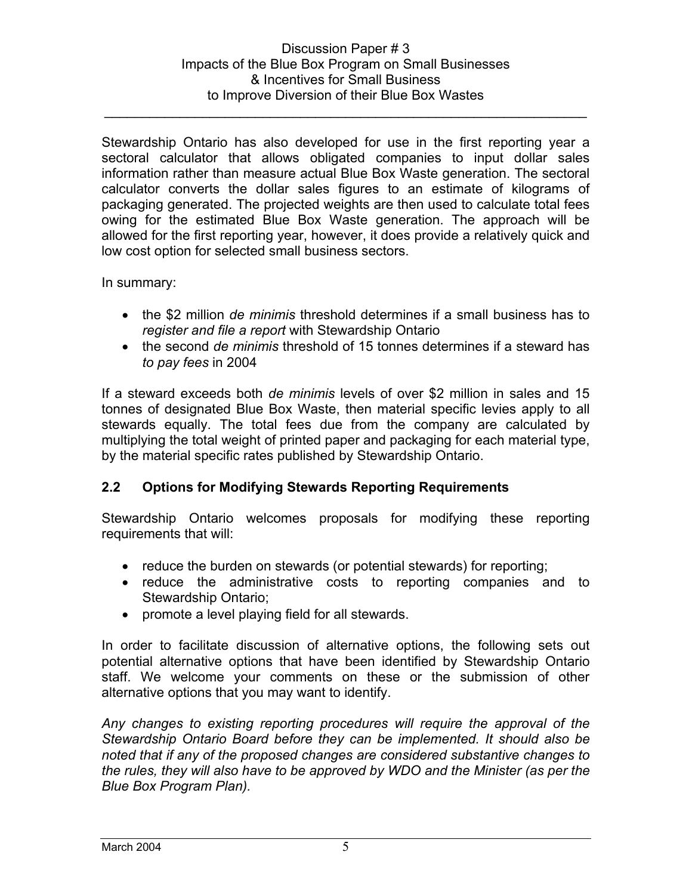Stewardship Ontario has also developed for use in the first reporting year a sectoral calculator that allows obligated companies to input dollar sales information rather than measure actual Blue Box Waste generation. The sectoral calculator converts the dollar sales figures to an estimate of kilograms of packaging generated. The projected weights are then used to calculate total fees owing for the estimated Blue Box Waste generation. The approach will be allowed for the first reporting year, however, it does provide a relatively quick and low cost option for selected small business sectors.

In summary:

- the $2 million *de minimis* threshold determines if a small business has to *register and file a report* with Stewardship Ontario
- the second *de minimis* threshold of 15 tonnes determines if a steward has *to pay fees* in 2004

If a steward exceeds both *de minimis* levels of over $2 million in sales and 15 tonnes of designated Blue Box Waste, then material specific levies apply to all stewards equally. The total fees due from the company are calculated by multiplying the total weight of printed paper and packaging for each material type, by the material specific rates published by Stewardship Ontario.

### 2.2 Options for Modifying Stewards Reporting Requirements

Stewardship Ontario welcomes proposals for modifying these reporting requirements that will:

- reduce the burden on stewards (or potential stewards) for reporting;
- reduce the administrative costs to reporting companies and to Stewardship Ontario;
- promote a level playing field for all stewards.

In order to facilitate discussion of alternative options, the following sets out potential alternative options that have been identified by Stewardship Ontario staff. We welcome your comments on these or the submission of other alternative options that you may want to identify.

*Any changes to existing reporting procedures will require the approval of the Stewardship Ontario Board before they can be implemented. It should also be noted that if any of the proposed changes are considered substantive changes to the rules, they will also have to be approved by WDO and the Minister (as per the Blue Box Program Plan).*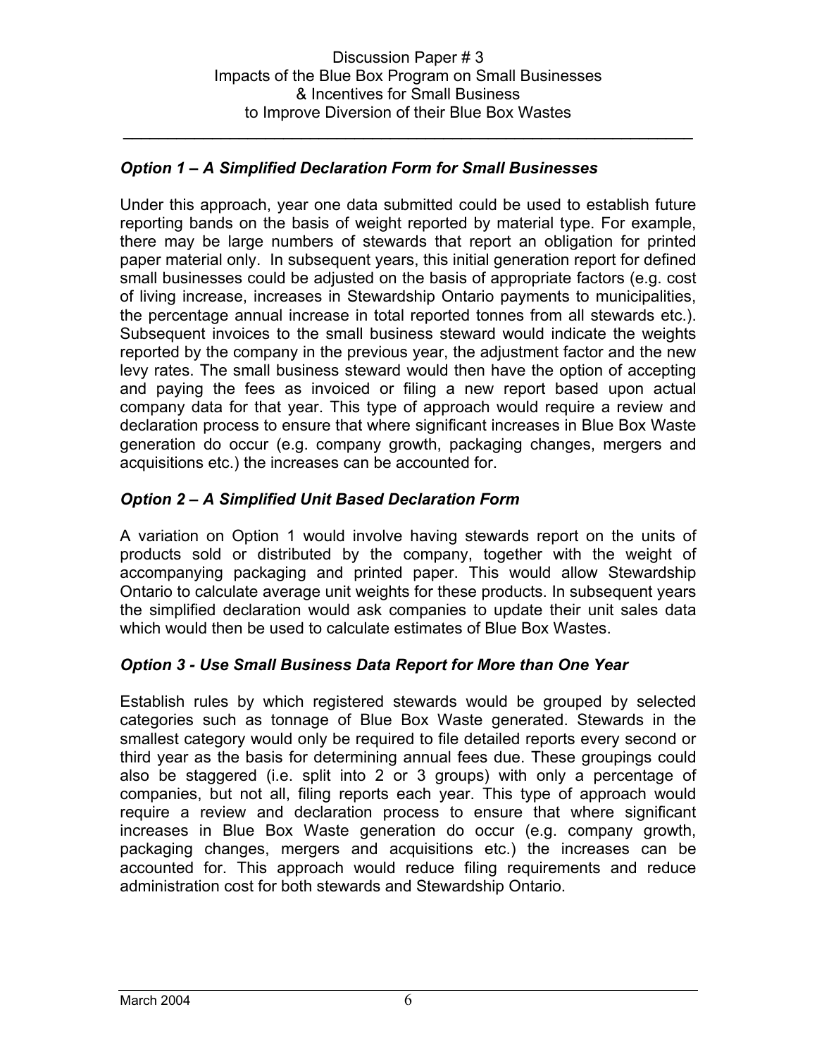### *Option 1 – A Simplified Declaration Form for Small Businesses*

Under this approach, year one data submitted could be used to establish future reporting bands on the basis of weight reported by material type. For example, there may be large numbers of stewards that report an obligation for printed paper material only. In subsequent years, this initial generation report for defined small businesses could be adjusted on the basis of appropriate factors (e.g. cost of living increase, increases in Stewardship Ontario payments to municipalities, the percentage annual increase in total reported tonnes from all stewards etc.). Subsequent invoices to the small business steward would indicate the weights reported by the company in the previous year, the adjustment factor and the new levy rates. The small business steward would then have the option of accepting and paying the fees as invoiced or filing a new report based upon actual company data for that year. This type of approach would require a review and declaration process to ensure that where significant increases in Blue Box Waste generation do occur (e.g. company growth, packaging changes, mergers and acquisitions etc.) the increases can be accounted for.

### *Option 2 – A Simplified Unit Based Declaration Form*

A variation on Option 1 would involve having stewards report on the units of products sold or distributed by the company, together with the weight of accompanying packaging and printed paper. This would allow Stewardship Ontario to calculate average unit weights for these products. In subsequent years the simplified declaration would ask companies to update their unit sales data which would then be used to calculate estimates of Blue Box Wastes.

### *Option 3 - Use Small Business Data Report for More than One Year*

Establish rules by which registered stewards would be grouped by selected categories such as tonnage of Blue Box Waste generated. Stewards in the smallest category would only be required to file detailed reports every second or third year as the basis for determining annual fees due. These groupings could also be staggered (i.e. split into 2 or 3 groups) with only a percentage of companies, but not all, filing reports each year. This type of approach would require a review and declaration process to ensure that where significant increases in Blue Box Waste generation do occur (e.g. company growth, packaging changes, mergers and acquisitions etc.) the increases can be accounted for. This approach would reduce filing requirements and reduce administration cost for both stewards and Stewardship Ontario.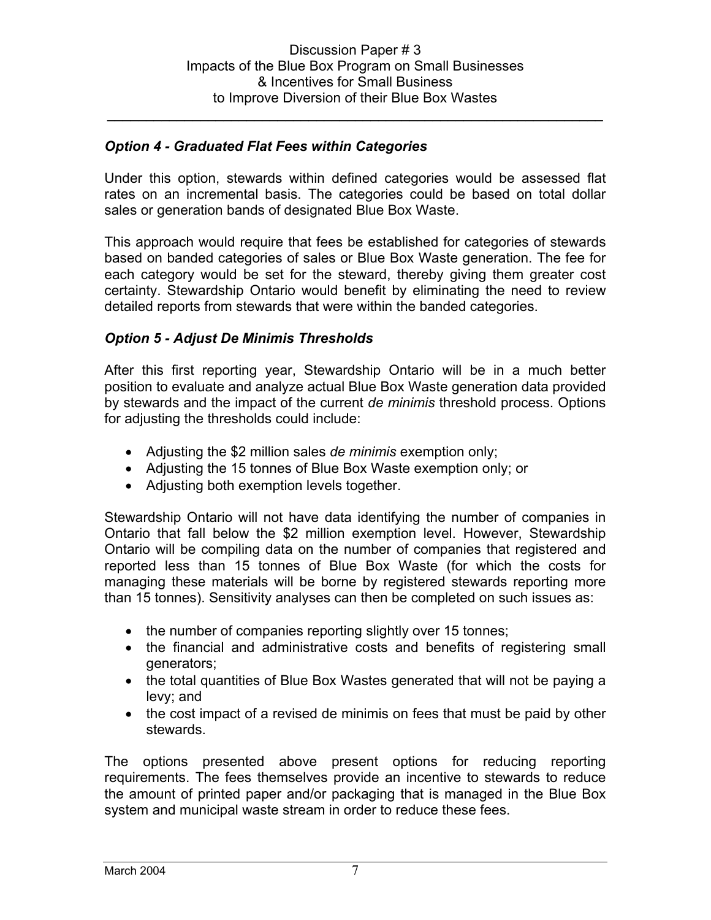### *Option 4 - Graduated Flat Fees within Categories*

Under this option, stewards within defined categories would be assessed flat rates on an incremental basis. The categories could be based on total dollar sales or generation bands of designated Blue Box Waste.

This approach would require that fees be established for categories of stewards based on banded categories of sales or Blue Box Waste generation. The fee for each category would be set for the steward, thereby giving them greater cost certainty. Stewardship Ontario would benefit by eliminating the need to review detailed reports from stewards that were within the banded categories.

### *Option 5 - Adjust De Minimis Thresholds*

After this first reporting year, Stewardship Ontario will be in a much better position to evaluate and analyze actual Blue Box Waste generation data provided by stewards and the impact of the current *de minimis* threshold process. Options for adjusting the thresholds could include:

- Adjusting the $2 million sales *de minimis* exemption only;
- Adjusting the 15 tonnes of Blue Box Waste exemption only; or
- Adjusting both exemption levels together.

Stewardship Ontario will not have data identifying the number of companies in Ontario that fall below the $2 million exemption level. However, Stewardship Ontario will be compiling data on the number of companies that registered and reported less than 15 tonnes of Blue Box Waste (for which the costs for managing these materials will be borne by registered stewards reporting more than 15 tonnes). Sensitivity analyses can then be completed on such issues as:

- the number of companies reporting slightly over 15 tonnes;
- the financial and administrative costs and benefits of registering small generators;
- the total quantities of Blue Box Wastes generated that will not be paying a levy; and
- the cost impact of a revised de minimis on fees that must be paid by other stewards.

The options presented above present options for reducing reporting requirements. The fees themselves provide an incentive to stewards to reduce the amount of printed paper and/or packaging that is managed in the Blue Box system and municipal waste stream in order to reduce these fees.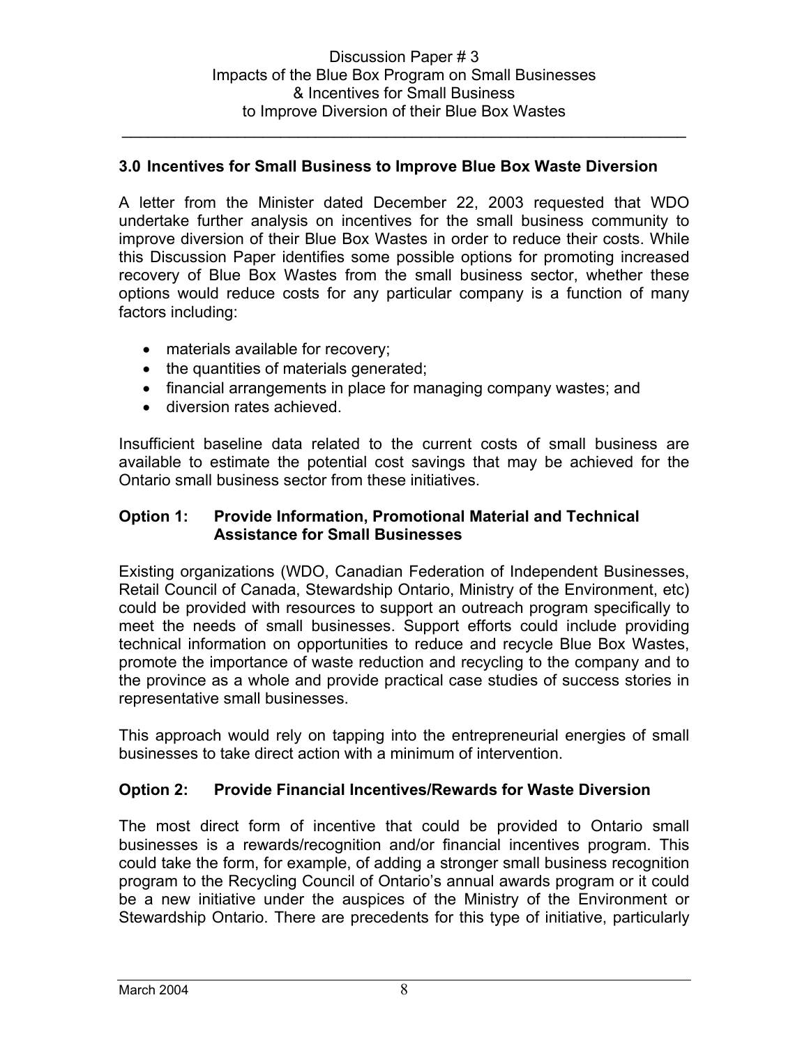### 3.0 Incentives for Small Business to Improve Blue Box Waste Diversion

A letter from the Minister dated December 22, 2003 requested that WDO undertake further analysis on incentives for the small business community to improve diversion of their Blue Box Wastes in order to reduce their costs. While this Discussion Paper identifies some possible options for promoting increased recovery of Blue Box Wastes from the small business sector, whether these options would reduce costs for any particular company is a function of many factors including:

- materials available for recovery;
- the quantities of materials generated;
- financial arrangements in place for managing company wastes; and
- diversion rates achieved.

Insufficient baseline data related to the current costs of small business are available to estimate the potential cost savings that may be achieved for the Ontario small business sector from these initiatives.

#### Option 1: Provide Information, Promotional Material and Technical Assistance for Small Businesses

Existing organizations (WDO, Canadian Federation of Independent Businesses, Retail Council of Canada, Stewardship Ontario, Ministry of the Environment, etc) could be provided with resources to support an outreach program specifically to meet the needs of small businesses. Support efforts could include providing technical information on opportunities to reduce and recycle Blue Box Wastes, promote the importance of waste reduction and recycling to the company and to the province as a whole and provide practical case studies of success stories in representative small businesses.

This approach would rely on tapping into the entrepreneurial energies of small businesses to take direct action with a minimum of intervention.

#### Option 2: Provide Financial Incentives/Rewards for Waste Diversion

The most direct form of incentive that could be provided to Ontario small businesses is a rewards/recognition and/or financial incentives program. This could take the form, for example, of adding a stronger small business recognition program to the Recycling Council of Ontario's annual awards program or it could be a new initiative under the auspices of the Ministry of the Environment or Stewardship Ontario. There are precedents for this type of initiative, particularly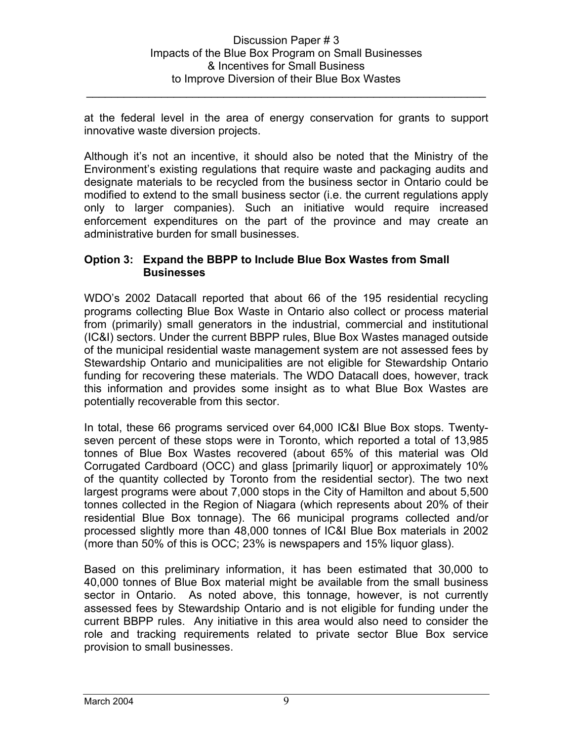at the federal level in the area of energy conservation for grants to support innovative waste diversion projects.

Although it's not an incentive, it should also be noted that the Ministry of the Environment's existing regulations that require waste and packaging audits and designate materials to be recycled from the business sector in Ontario could be modified to extend to the small business sector (i.e. the current regulations apply only to larger companies). Such an initiative would require increased enforcement expenditures on the part of the province and may create an administrative burden for small businesses.

### Option 3: Expand the BBPP to Include Blue Box Wastes from Small Businesses

WDO's 2002 Datacall reported that about 66 of the 195 residential recycling programs collecting Blue Box Waste in Ontario also collect or process material from (primarily) small generators in the industrial, commercial and institutional (IC&I) sectors. Under the current BBPP rules, Blue Box Wastes managed outside of the municipal residential waste management system are not assessed fees by Stewardship Ontario and municipalities are not eligible for Stewardship Ontario funding for recovering these materials. The WDO Datacall does, however, track this information and provides some insight as to what Blue Box Wastes are potentially recoverable from this sector.

In total, these 66 programs serviced over 64,000 IC&I Blue Box stops. Twenty-seven percent of these stops were in Toronto, which reported a total of 13,985 tonnes of Blue Box Wastes recovered (about 65% of this material was Old Corrugated Cardboard (OCC) and glass [primarily liquor] or approximately 10% of the quantity collected by Toronto from the residential sector). The two next largest programs were about 7,000 stops in the City of Hamilton and about 5,500 tonnes collected in the Region of Niagara (which represents about 20% of their residential Blue Box tonnage). The 66 municipal programs collected and/or processed slightly more than 48,000 tonnes of IC&I Blue Box materials in 2002 (more than 50% of this is OCC; 23% is newspapers and 15% liquor glass).

Based on this preliminary information, it has been estimated that 30,000 to 40,000 tonnes of Blue Box material might be available from the small business sector in Ontario. As noted above, this tonnage, however, is not currently assessed fees by Stewardship Ontario and is not eligible for funding under the current BBPP rules. Any initiative in this area would also need to consider the role and tracking requirements related to private sector Blue Box service provision to small businesses.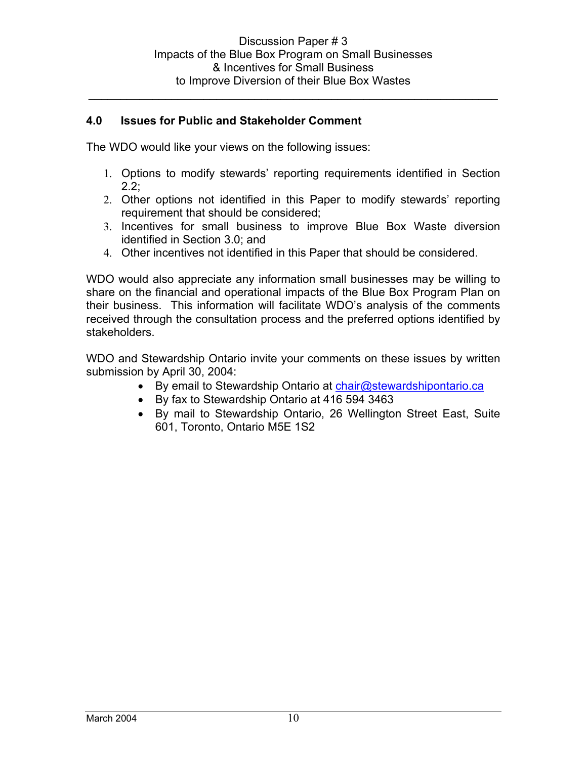## 4.0 Issues for Public and Stakeholder Comment

The WDO would like your views on the following issues:

1. Options to modify stewards' reporting requirements identified in Section 2.2;
2. Other options not identified in this Paper to modify stewards' reporting requirement that should be considered;
3. Incentives for small business to improve Blue Box Waste diversion identified in Section 3.0; and
4. Other incentives not identified in this Paper that should be considered.

WDO would also appreciate any information small businesses may be willing to share on the financial and operational impacts of the Blue Box Program Plan on their business. This information will facilitate WDO's analysis of the comments received through the consultation process and the preferred options identified by stakeholders.

WDO and Stewardship Ontario invite your comments on these issues by written submission by April 30, 2004:

- By email to Stewardship Ontario at chair@stewardshipontario.ca
- By fax to Stewardship Ontario at 416 594 3463
- By mail to Stewardship Ontario, 26 Wellington Street East, Suite 601, Toronto, Ontario M5E 1S2